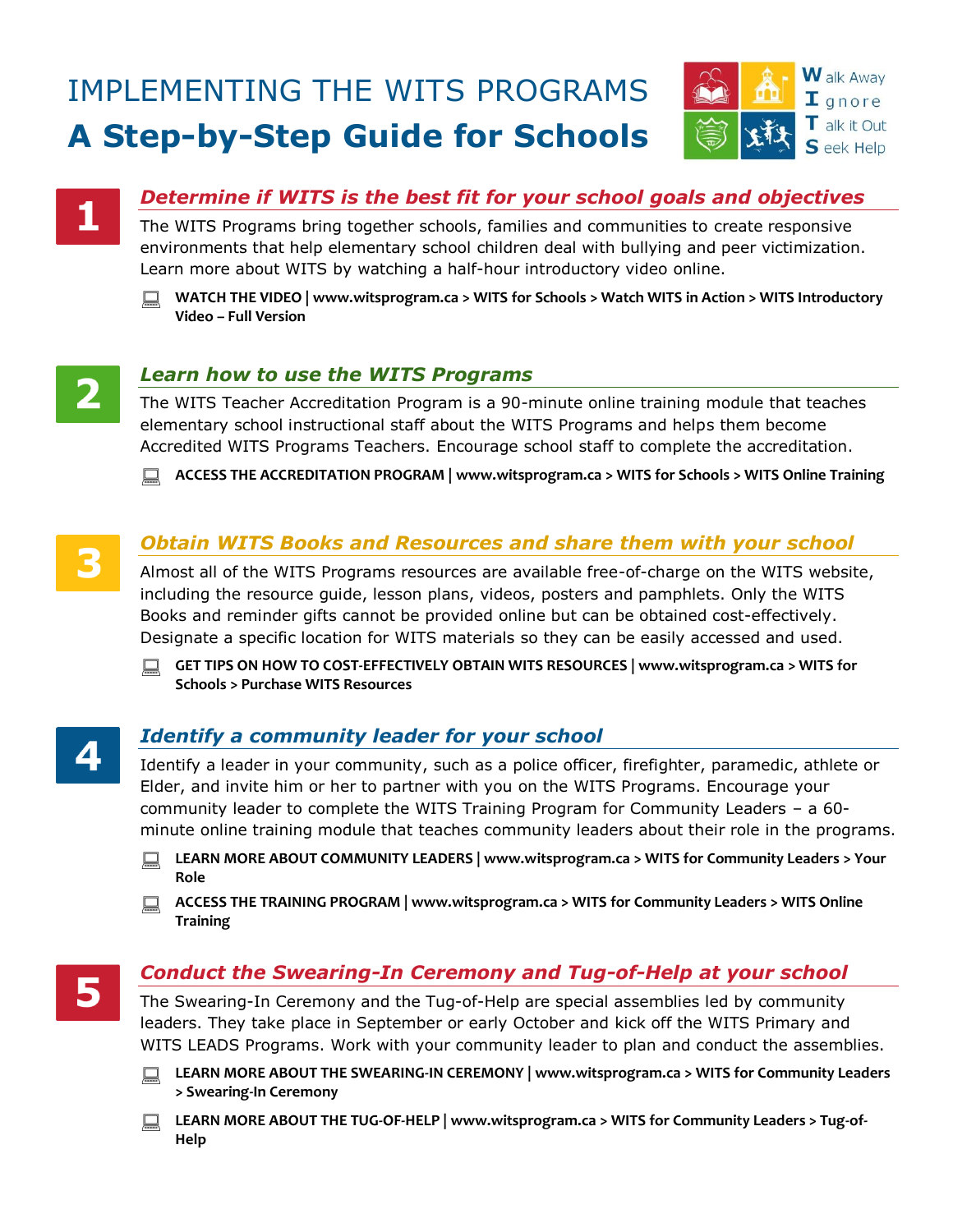# IMPLEMENTING THE WITS PROGRAMS

# A Step-by-Step Guide for Schools

**W** alk Away
**I** gnore
**T** alk it Out
**S** eek Help

## 1 *Determine if WITS is the best fit for your school goals and objectives*

The WITS Programs bring together schools, families and communities to create responsive environments that help elementary school children deal with bullying and peer victimization. Learn more about WITS by watching a half-hour introductory video online.

- **WATCH THE VIDEO | www.witsprogram.ca > WITS for Schools > Watch WITS in Action > WITS Introductory Video – Full Version**

## 2 *Learn how to use the WITS Programs*

The WITS Teacher Accreditation Program is a 90-minute online training module that teaches elementary school instructional staff about the WITS Programs and helps them become Accredited WITS Programs Teachers. Encourage school staff to complete the accreditation.

- **ACCESS THE ACCREDITATION PROGRAM | www.witsprogram.ca > WITS for Schools > WITS Online Training**

## 3 *Obtain WITS Books and Resources and share them with your school*

Almost all of the WITS Programs resources are available free-of-charge on the WITS website, including the resource guide, lesson plans, videos, posters and pamphlets. Only the WITS Books and reminder gifts cannot be provided online but can be obtained cost-effectively. Designate a specific location for WITS materials so they can be easily accessed and used.

- **GET TIPS ON HOW TO COST-EFFECTIVELY OBTAIN WITS RESOURCES | www.witsprogram.ca > WITS for Schools > Purchase WITS Resources**

## 4 *Identify a community leader for your school*

Identify a leader in your community, such as a police officer, firefighter, paramedic, athlete or Elder, and invite him or her to partner with you on the WITS Programs. Encourage your community leader to complete the WITS Training Program for Community Leaders – a 60-minute online training module that teaches community leaders about their role in the programs.

- **LEARN MORE ABOUT COMMUNITY LEADERS | www.witsprogram.ca > WITS for Community Leaders > Your Role**
- **ACCESS THE TRAINING PROGRAM | www.witsprogram.ca > WITS for Community Leaders > WITS Online Training**

## 5 *Conduct the Swearing-In Ceremony and Tug-of-Help at your school*

The Swearing-In Ceremony and the Tug-of-Help are special assemblies led by community leaders. They take place in September or early October and kick off the WITS Primary and WITS LEADS Programs. Work with your community leader to plan and conduct the assemblies.

- **LEARN MORE ABOUT THE SWEARING-IN CEREMONY | www.witsprogram.ca > WITS for Community Leaders > Swearing-In Ceremony**
- **LEARN MORE ABOUT THE TUG-OF-HELP | www.witsprogram.ca > WITS for Community Leaders > Tug-of-Help**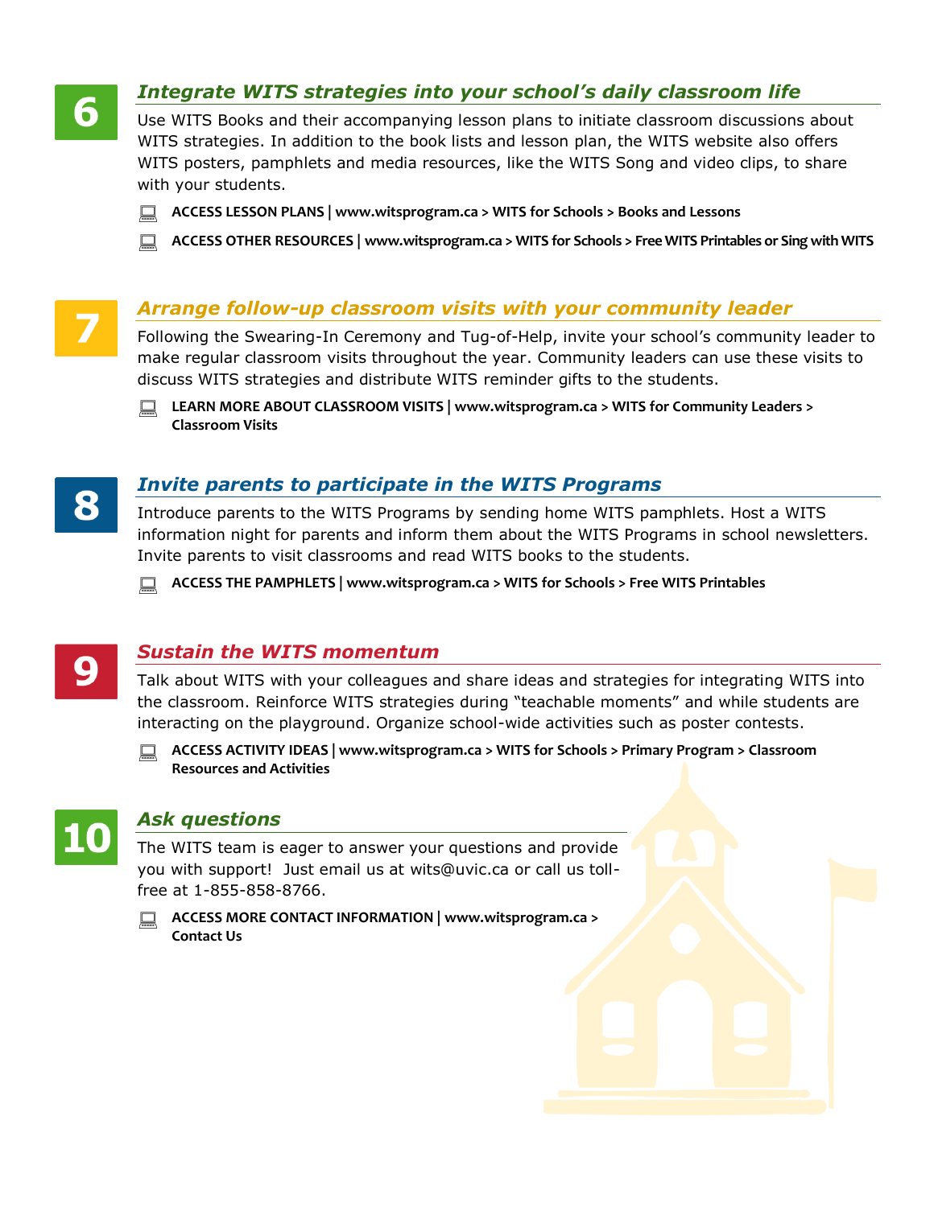## 6 *Integrate WITS strategies into your school's daily classroom life*

Use WITS Books and their accompanying lesson plans to initiate classroom discussions about WITS strategies. In addition to the book lists and lesson plan, the WITS website also offers WITS posters, pamphlets and media resources, like the WITS Song and video clips, to share with your students.

**ACCESS LESSON PLANS | www.witsprogram.ca > WITS for Schools > Books and Lessons**

**ACCESS OTHER RESOURCES | www.witsprogram.ca > WITS for Schools > Free WITS Printables or Sing with WITS**

## 7 *Arrange follow-up classroom visits with your community leader*

Following the Swearing-In Ceremony and Tug-of-Help, invite your school's community leader to make regular classroom visits throughout the year. Community leaders can use these visits to discuss WITS strategies and distribute WITS reminder gifts to the students.

**LEARN MORE ABOUT CLASSROOM VISITS | www.witsprogram.ca > WITS for Community Leaders > Classroom Visits**

## 8 *Invite parents to participate in the WITS Programs*

Introduce parents to the WITS Programs by sending home WITS pamphlets. Host a WITS information night for parents and inform them about the WITS Programs in school newsletters. Invite parents to visit classrooms and read WITS books to the students.

**ACCESS THE PAMPHLETS | www.witsprogram.ca > WITS for Schools > Free WITS Printables**

## 9 *Sustain the WITS momentum*

Talk about WITS with your colleagues and share ideas and strategies for integrating WITS into the classroom. Reinforce WITS strategies during "teachable moments" and while students are interacting on the playground. Organize school-wide activities such as poster contests.

**ACCESS ACTIVITY IDEAS | www.witsprogram.ca > WITS for Schools > Primary Program > Classroom Resources and Activities**

## 10 *Ask questions*

The WITS team is eager to answer your questions and provide you with support! Just email us at wits@uvic.ca or call us toll-free at 1-855-858-8766.

**ACCESS MORE CONTACT INFORMATION | www.witsprogram.ca > Contact Us**